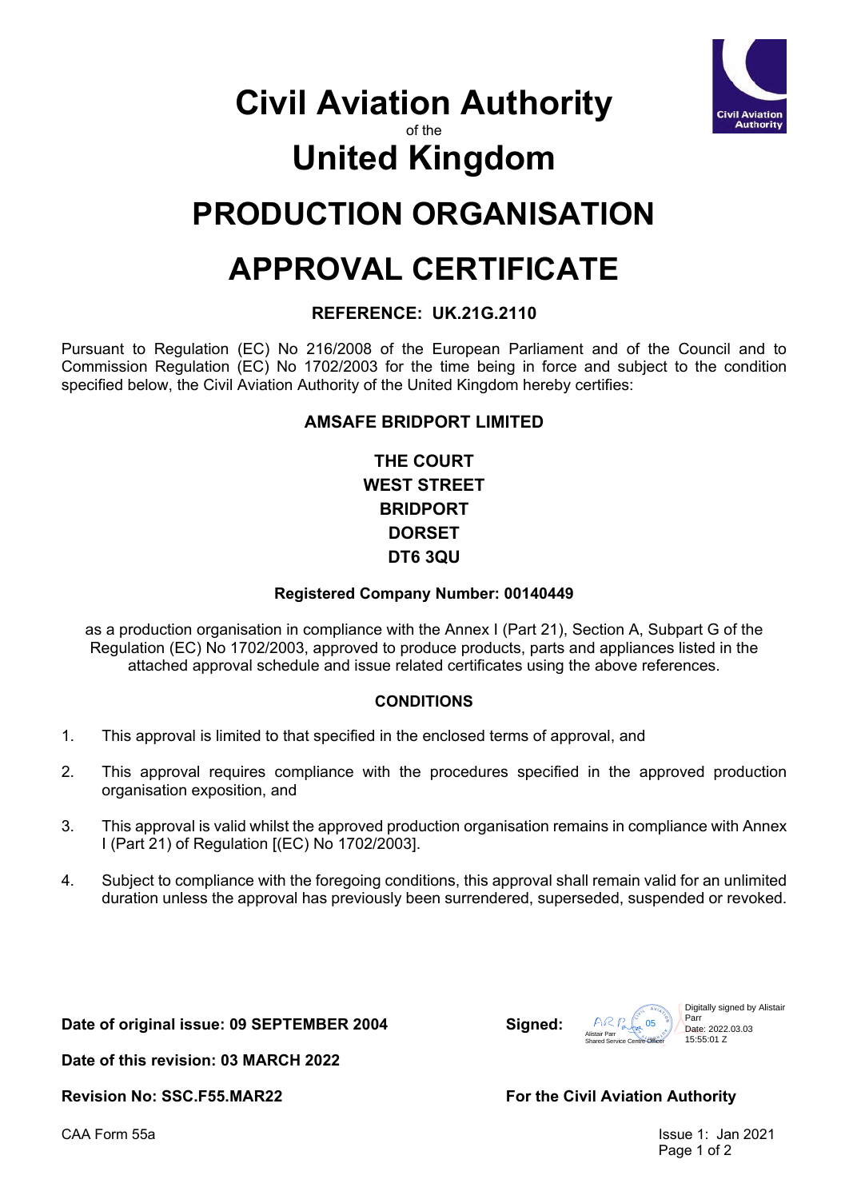# Civil Aviation Authority

of the

# United Kingdom

# PRODUCTION ORGANISATION APPROVAL CERTIFICATE

**REFERENCE: UK.21G.2110**

Pursuant to Regulation (EC) No 216/2008 of the European Parliament and of the Council and to Commission Regulation (EC) No 1702/2003 for the time being in force and subject to the condition specified below, the Civil Aviation Authority of the United Kingdom hereby certifies:

**AMSAFE BRIDPORT LIMITED**

**THE COURT**
**WEST STREET**
**BRIDPORT**
**DORSET**
**DT6 3QU**

**Registered Company Number: 00140449**

as a production organisation in compliance with the Annex I (Part 21), Section A, Subpart G of the Regulation (EC) No 1702/2003, approved to produce products, parts and appliances listed in the attached approval schedule and issue related certificates using the above references.

**CONDITIONS**

1. This approval is limited to that specified in the enclosed terms of approval, and
2. This approval requires compliance with the procedures specified in the approved production organisation exposition, and
3. This approval is valid whilst the approved production organisation remains in compliance with Annex I (Part 21) of Regulation [(EC) No 1702/2003].
4. Subject to compliance with the foregoing conditions, this approval shall remain valid for an unlimited duration unless the approval has previously been surrendered, superseded, suspended or revoked.

**Date of original issue: 09 SEPTEMBER 2004**

**Signed:** Alistair Parr, Shared Service Centre Officer — Digitally signed by Alistair Parr, Date: 2022.03.03 15:55:01 Z

**Date of this revision: 03 MARCH 2022**

**Revision No: SSC.F55.MAR22**

**For the Civil Aviation Authority**

CAA Form 55a

Issue 1: Jan 2021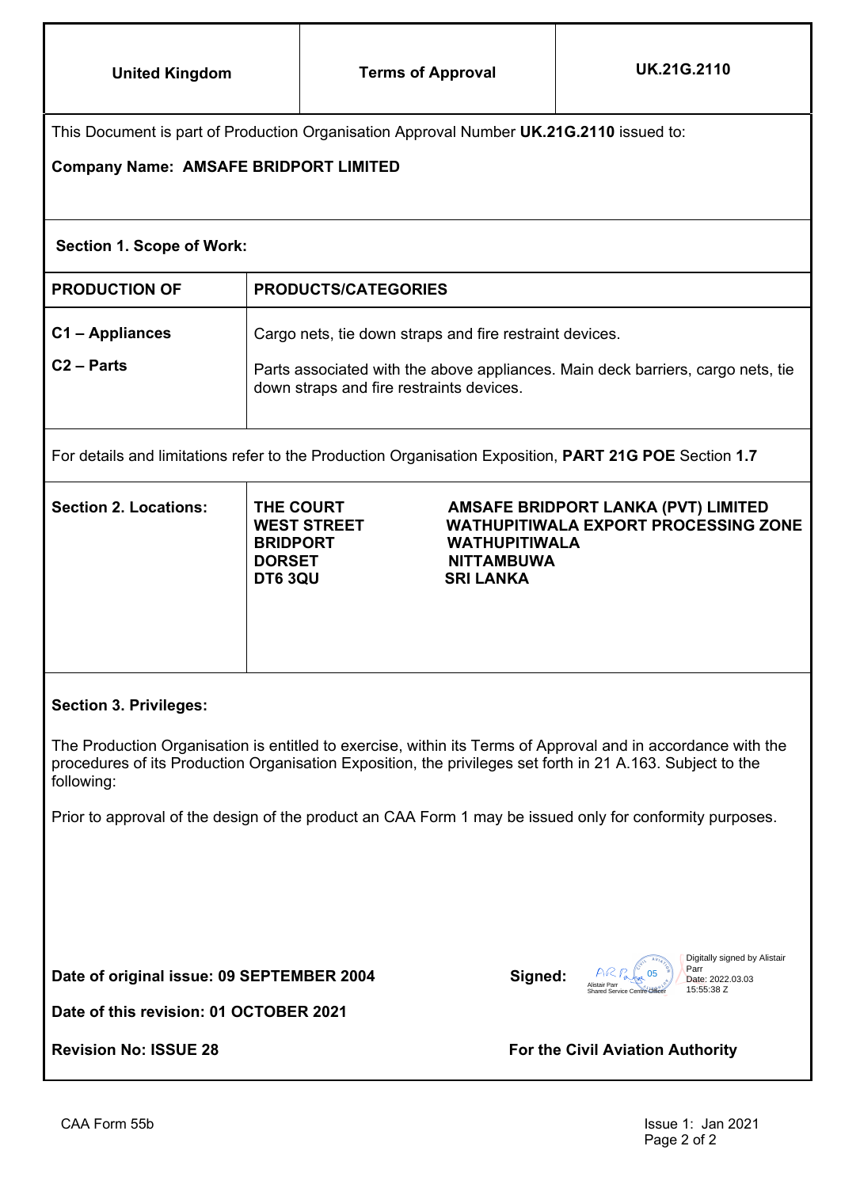| United Kingdom | Terms of Approval | UK.21G.2110 |
|---|---|---|

This Document is part of Production Organisation Approval Number **UK.21G.2110** issued to:

**Company Name: AMSAFE BRIDPORT LIMITED**

**Section 1. Scope of Work:**

| PRODUCTION OF | PRODUCTS/CATEGORIES |
|---|---|
| **C1 – Appliances** | Cargo nets, tie down straps and fire restraint devices. |
| **C2 – Parts** | Parts associated with the above appliances. Main deck barriers, cargo nets, tie down straps and fire restraints devices. |

For details and limitations refer to the Production Organisation Exposition, **PART 21G POE** Section **1.7**

| | | |
|---|---|---|
| **Section 2. Locations:** | **THE COURT**<br>**WEST STREET**<br>**BRIDPORT**<br>**DORSET**<br>**DT6 3QU** | **AMSAFE BRIDPORT LANKA (PVT) LIMITED**<br>**WATHUPITIWALA EXPORT PROCESSING ZONE**<br>**WATHUPITIWALA**<br>**NITTAMBUWA**<br>**SRI LANKA** |

**Section 3. Privileges:**

The Production Organisation is entitled to exercise, within its Terms of Approval and in accordance with the procedures of its Production Organisation Exposition, the privileges set forth in 21 A.163. Subject to the following:

Prior to approval of the design of the product an CAA Form 1 may be issued only for conformity purposes.

**Date of original issue: 09 SEPTEMBER 2004**

**Signed:** Alistair Parr, Shared Service Centre Officer — Digitally signed by Alistair Parr, Date: 2022.03.03 15:55:38 Z

**Date of this revision: 01 OCTOBER 2021**

**Revision No: ISSUE 28**

**For the Civil Aviation Authority**

CAA Form 55b

Issue 1: Jan 2021